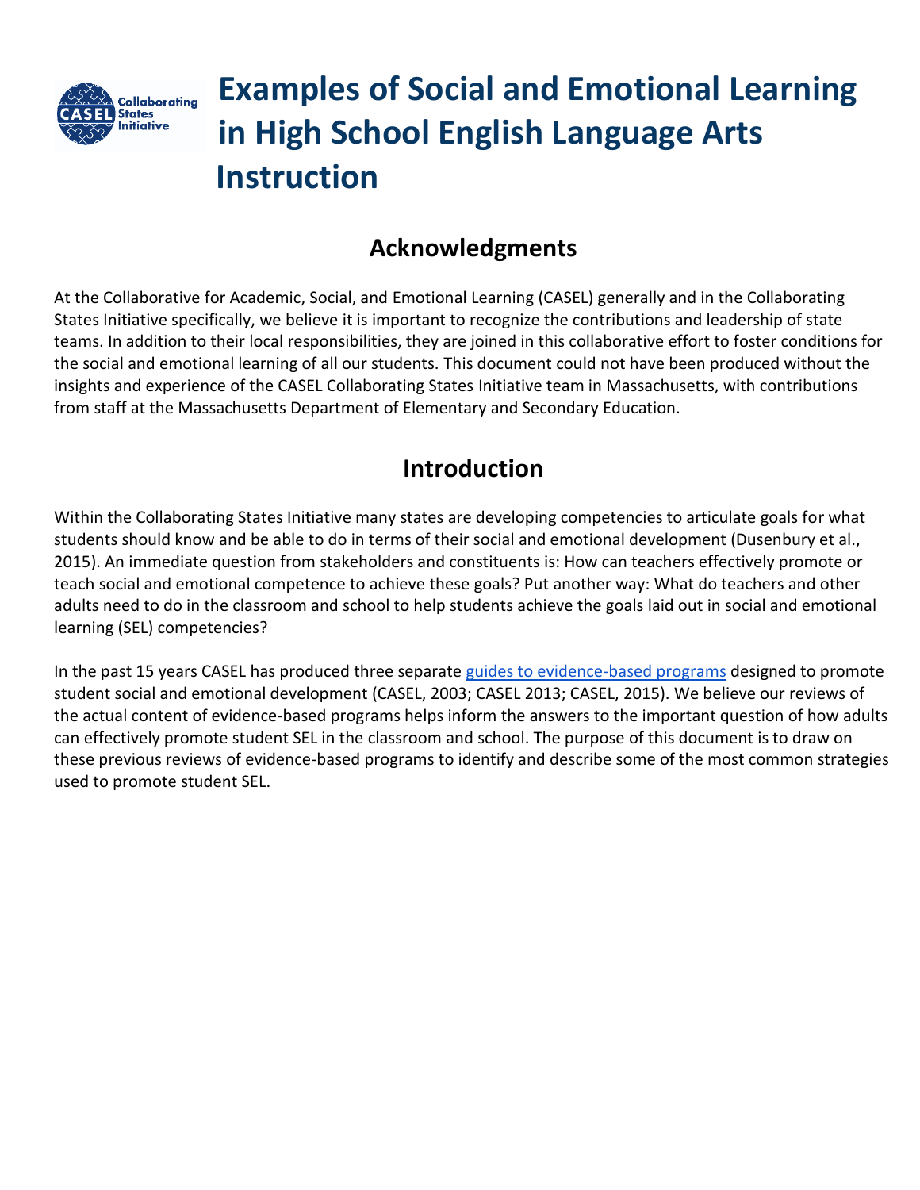# Examples of Social and Emotional Learning in High School English Language Arts Instruction

## Acknowledgments

At the Collaborative for Academic, Social, and Emotional Learning (CASEL) generally and in the Collaborating States Initiative specifically, we believe it is important to recognize the contributions and leadership of state teams. In addition to their local responsibilities, they are joined in this collaborative effort to foster conditions for the social and emotional learning of all our students. This document could not have been produced without the insights and experience of the CASEL Collaborating States Initiative team in Massachusetts, with contributions from staff at the Massachusetts Department of Elementary and Secondary Education.

## Introduction

Within the Collaborating States Initiative many states are developing competencies to articulate goals for what students should know and be able to do in terms of their social and emotional development (Dusenbury et al., 2015). An immediate question from stakeholders and constituents is: How can teachers effectively promote or teach social and emotional competence to achieve these goals? Put another way: What do teachers and other adults need to do in the classroom and school to help students achieve the goals laid out in social and emotional learning (SEL) competencies?

In the past 15 years CASEL has produced three separate guides to evidence-based programs designed to promote student social and emotional development (CASEL, 2003; CASEL 2013; CASEL, 2015). We believe our reviews of the actual content of evidence-based programs helps inform the answers to the important question of how adults can effectively promote student SEL in the classroom and school. The purpose of this document is to draw on these previous reviews of evidence-based programs to identify and describe some of the most common strategies used to promote student SEL.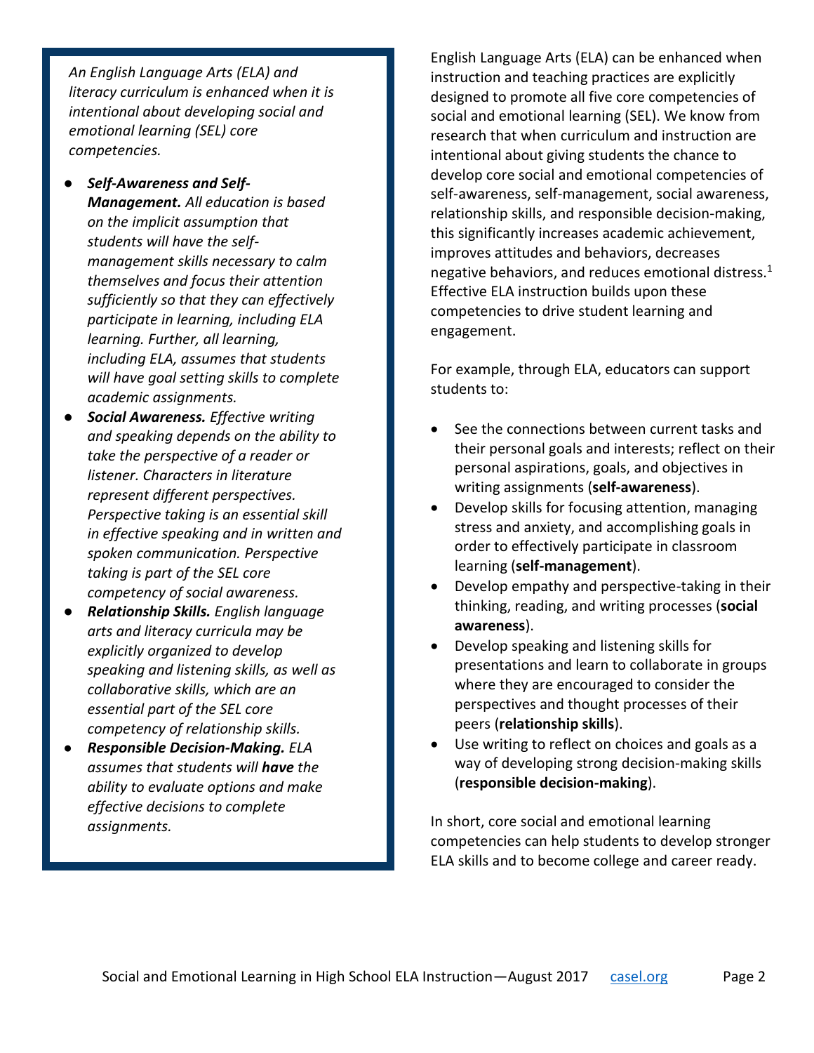*An English Language Arts (ELA) and literacy curriculum is enhanced when it is intentional about developing social and emotional learning (SEL) core competencies.*

- ***Self-Awareness and Self-Management.*** *All education is based on the implicit assumption that students will have the self-management skills necessary to calm themselves and focus their attention sufficiently so that they can effectively participate in learning, including ELA learning. Further, all learning, including ELA, assumes that students will have goal setting skills to complete academic assignments.*
- ***Social Awareness.*** *Effective writing and speaking depends on the ability to take the perspective of a reader or listener. Characters in literature represent different perspectives. Perspective taking is an essential skill in effective speaking and in written and spoken communication. Perspective taking is part of the SEL core competency of social awareness.*
- ***Relationship Skills.*** *English language arts and literacy curricula may be explicitly organized to develop speaking and listening skills, as well as collaborative skills, which are an essential part of the SEL core competency of relationship skills.*
- ***Responsible Decision-Making.*** *ELA assumes that students will **have** the ability to evaluate options and make effective decisions to complete assignments.*

English Language Arts (ELA) can be enhanced when instruction and teaching practices are explicitly designed to promote all five core competencies of social and emotional learning (SEL). We know from research that when curriculum and instruction are intentional about giving students the chance to develop core social and emotional competencies of self-awareness, self-management, social awareness, relationship skills, and responsible decision-making, this significantly increases academic achievement, improves attitudes and behaviors, decreases negative behaviors, and reduces emotional distress.[1] Effective ELA instruction builds upon these competencies to drive student learning and engagement.

For example, through ELA, educators can support students to:

- See the connections between current tasks and their personal goals and interests; reflect on their personal aspirations, goals, and objectives in writing assignments (**self-awareness**).
- Develop skills for focusing attention, managing stress and anxiety, and accomplishing goals in order to effectively participate in classroom learning (**self-management**).
- Develop empathy and perspective-taking in their thinking, reading, and writing processes (**social awareness**).
- Develop speaking and listening skills for presentations and learn to collaborate in groups where they are encouraged to consider the perspectives and thought processes of their peers (**relationship skills**).
- Use writing to reflect on choices and goals as a way of developing strong decision-making skills (**responsible decision-making**).

In short, core social and emotional learning competencies can help students to develop stronger ELA skills and to become college and career ready.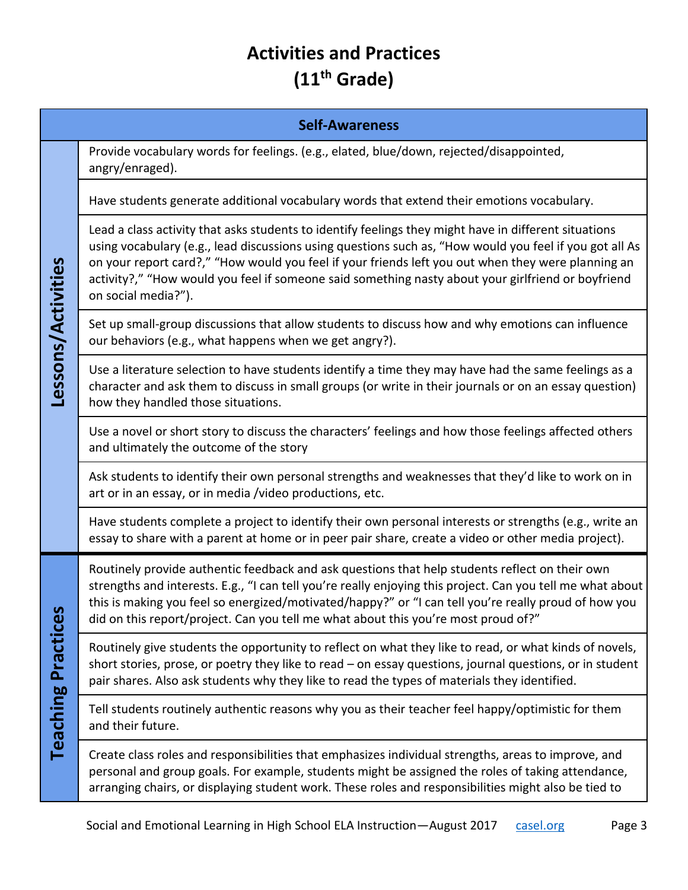# Activities and Practices
# (11th Grade)

| Self-Awareness | |
|---|---|
| **Lessons/Activities** | Provide vocabulary words for feelings. (e.g., elated, blue/down, rejected/disappointed, angry/enraged). |
| | Have students generate additional vocabulary words that extend their emotions vocabulary. |
| | Lead a class activity that asks students to identify feelings they might have in different situations using vocabulary (e.g., lead discussions using questions such as, "How would you feel if you got all As on your report card?," "How would you feel if your friends left you out when they were planning an activity?," "How would you feel if someone said something nasty about your girlfriend or boyfriend on social media?"). |
| | Set up small-group discussions that allow students to discuss how and why emotions can influence our behaviors (e.g., what happens when we get angry?). |
| | Use a literature selection to have students identify a time they may have had the same feelings as a character and ask them to discuss in small groups (or write in their journals or on an essay question) how they handled those situations. |
| | Use a novel or short story to discuss the characters' feelings and how those feelings affected others and ultimately the outcome of the story |
| | Ask students to identify their own personal strengths and weaknesses that they'd like to work on in art or in an essay, or in media /video productions, etc. |
| | Have students complete a project to identify their own personal interests or strengths (e.g., write an essay to share with a parent at home or in peer pair share, create a video or other media project). |
| **Teaching Practices** | Routinely provide authentic feedback and ask questions that help students reflect on their own strengths and interests. E.g., "I can tell you're really enjoying this project. Can you tell me what about this is making you feel so energized/motivated/happy?" or "I can tell you're really proud of how you did on this report/project. Can you tell me what about this you're most proud of?" |
| | Routinely give students the opportunity to reflect on what they like to read, or what kinds of novels, short stories, prose, or poetry they like to read – on essay questions, journal questions, or in student pair shares. Also ask students why they like to read the types of materials they identified. |
| | Tell students routinely authentic reasons why you as their teacher feel happy/optimistic for them and their future. |
| | Create class roles and responsibilities that emphasizes individual strengths, areas to improve, and personal and group goals. For example, students might be assigned the roles of taking attendance, arranging chairs, or displaying student work. These roles and responsibilities might also be tied to |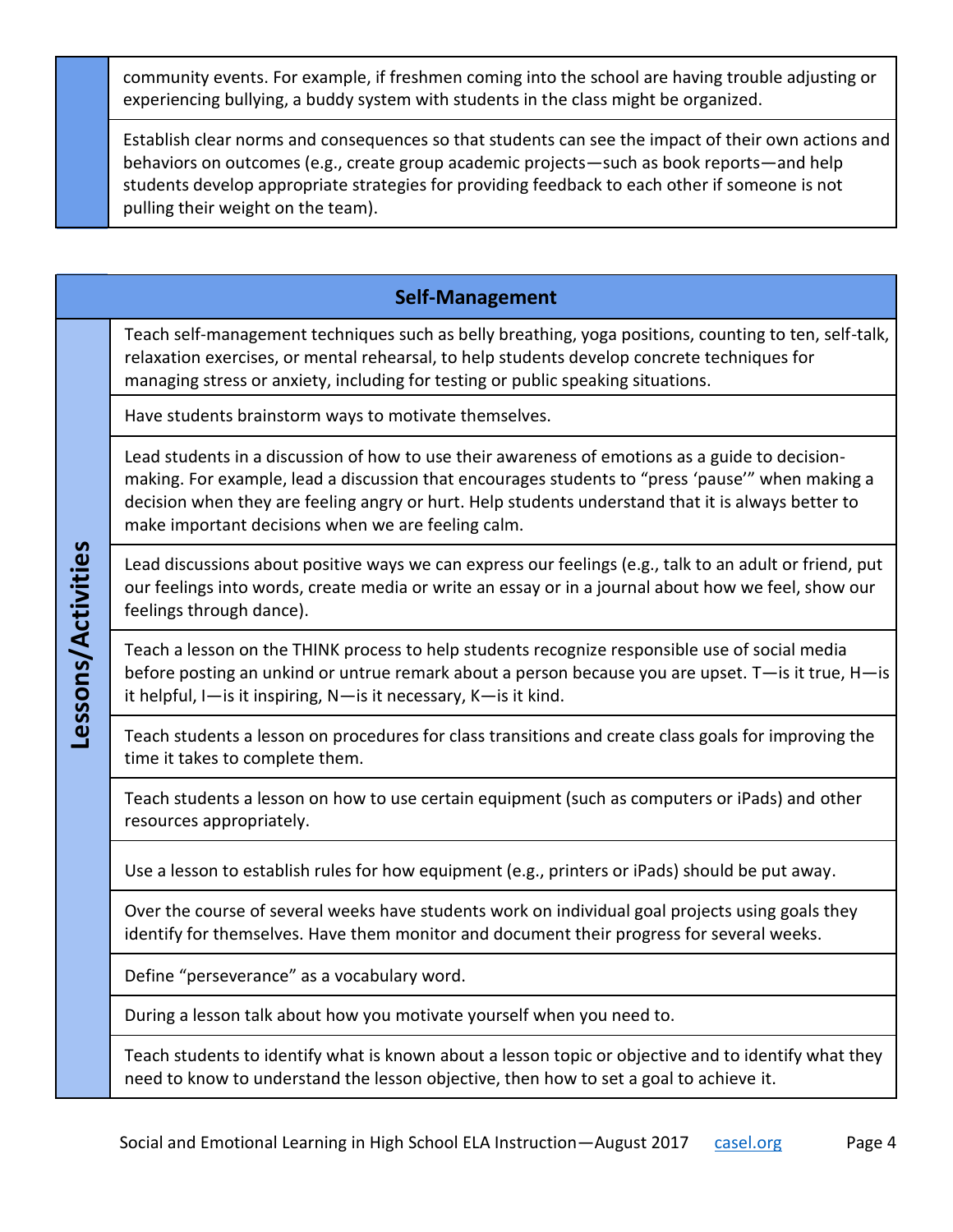| | |
|---|---|
| | community events. For example, if freshmen coming into the school are having trouble adjusting or experiencing bullying, a buddy system with students in the class might be organized. |
| | Establish clear norms and consequences so that students can see the impact of their own actions and behaviors on outcomes (e.g., create group academic projects—such as book reports—and help students develop appropriate strategies for providing feedback to each other if someone is not pulling their weight on the team). |

| **Self-Management** | |
|---|---|
| **Lessons/Activities** | Teach self-management techniques such as belly breathing, yoga positions, counting to ten, self-talk, relaxation exercises, or mental rehearsal, to help students develop concrete techniques for managing stress or anxiety, including for testing or public speaking situations. |
| | Have students brainstorm ways to motivate themselves. |
| | Lead students in a discussion of how to use their awareness of emotions as a guide to decision-making. For example, lead a discussion that encourages students to "press 'pause'" when making a decision when they are feeling angry or hurt. Help students understand that it is always better to make important decisions when we are feeling calm. |
| | Lead discussions about positive ways we can express our feelings (e.g., talk to an adult or friend, put our feelings into words, create media or write an essay or in a journal about how we feel, show our feelings through dance). |
| | Teach a lesson on the THINK process to help students recognize responsible use of social media before posting an unkind or untrue remark about a person because you are upset. T—is it true, H—is it helpful, I—is it inspiring, N—is it necessary, K—is it kind. |
| | Teach students a lesson on procedures for class transitions and create class goals for improving the time it takes to complete them. |
| | Teach students a lesson on how to use certain equipment (such as computers or iPads) and other resources appropriately. |
| | Use a lesson to establish rules for how equipment (e.g., printers or iPads) should be put away. |
| | Over the course of several weeks have students work on individual goal projects using goals they identify for themselves. Have them monitor and document their progress for several weeks. |
| | Define "perseverance" as a vocabulary word. |
| | During a lesson talk about how you motivate yourself when you need to. |
| | Teach students to identify what is known about a lesson topic or objective and to identify what they need to know to understand the lesson objective, then how to set a goal to achieve it. |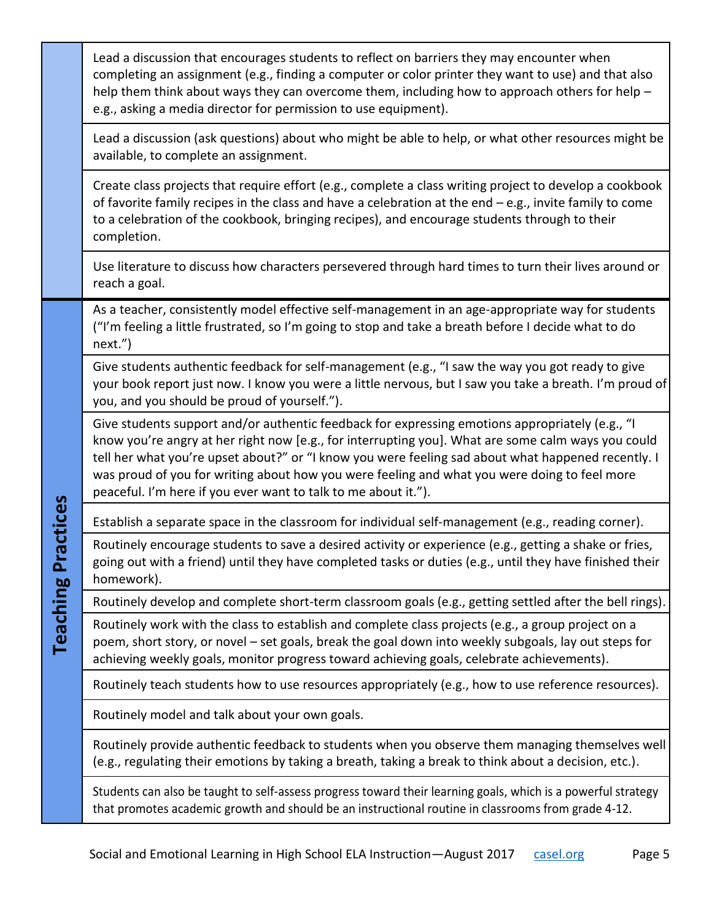| | |
|---|---|
| | Lead a discussion that encourages students to reflect on barriers they may encounter when completing an assignment (e.g., finding a computer or color printer they want to use) and that also help them think about ways they can overcome them, including how to approach others for help – e.g., asking a media director for permission to use equipment). |
| | Lead a discussion (ask questions) about who might be able to help, or what other resources might be available, to complete an assignment. |
| | Create class projects that require effort (e.g., complete a class writing project to develop a cookbook of favorite family recipes in the class and have a celebration at the end – e.g., invite family to come to a celebration of the cookbook, bringing recipes), and encourage students through to their completion. |
| | Use literature to discuss how characters persevered through hard times to turn their lives around or reach a goal. |
| **Teaching Practices** | As a teacher, consistently model effective self-management in an age-appropriate way for students ("I'm feeling a little frustrated, so I'm going to stop and take a breath before I decide what to do next.") |
| | Give students authentic feedback for self-management (e.g., "I saw the way you got ready to give your book report just now. I know you were a little nervous, but I saw you take a breath. I'm proud of you, and you should be proud of yourself."). |
| | Give students support and/or authentic feedback for expressing emotions appropriately (e.g., "I know you're angry at her right now [e.g., for interrupting you]. What are some calm ways you could tell her what you're upset about?" or "I know you were feeling sad about what happened recently. I was proud of you for writing about how you were feeling and what you were doing to feel more peaceful. I'm here if you ever want to talk to me about it."). |
| | Establish a separate space in the classroom for individual self-management (e.g., reading corner). |
| | Routinely encourage students to save a desired activity or experience (e.g., getting a shake or fries, going out with a friend) until they have completed tasks or duties (e.g., until they have finished their homework). |
| | Routinely develop and complete short-term classroom goals (e.g., getting settled after the bell rings). |
| | Routinely work with the class to establish and complete class projects (e.g., a group project on a poem, short story, or novel – set goals, break the goal down into weekly subgoals, lay out steps for achieving weekly goals, monitor progress toward achieving goals, celebrate achievements). |
| | Routinely teach students how to use resources appropriately (e.g., how to use reference resources). |
| | Routinely model and talk about your own goals. |
| | Routinely provide authentic feedback to students when you observe them managing themselves well (e.g., regulating their emotions by taking a breath, taking a break to think about a decision, etc.). |
| | Students can also be taught to self-assess progress toward their learning goals, which is a powerful strategy that promotes academic growth and should be an instructional routine in classrooms from grade 4-12. |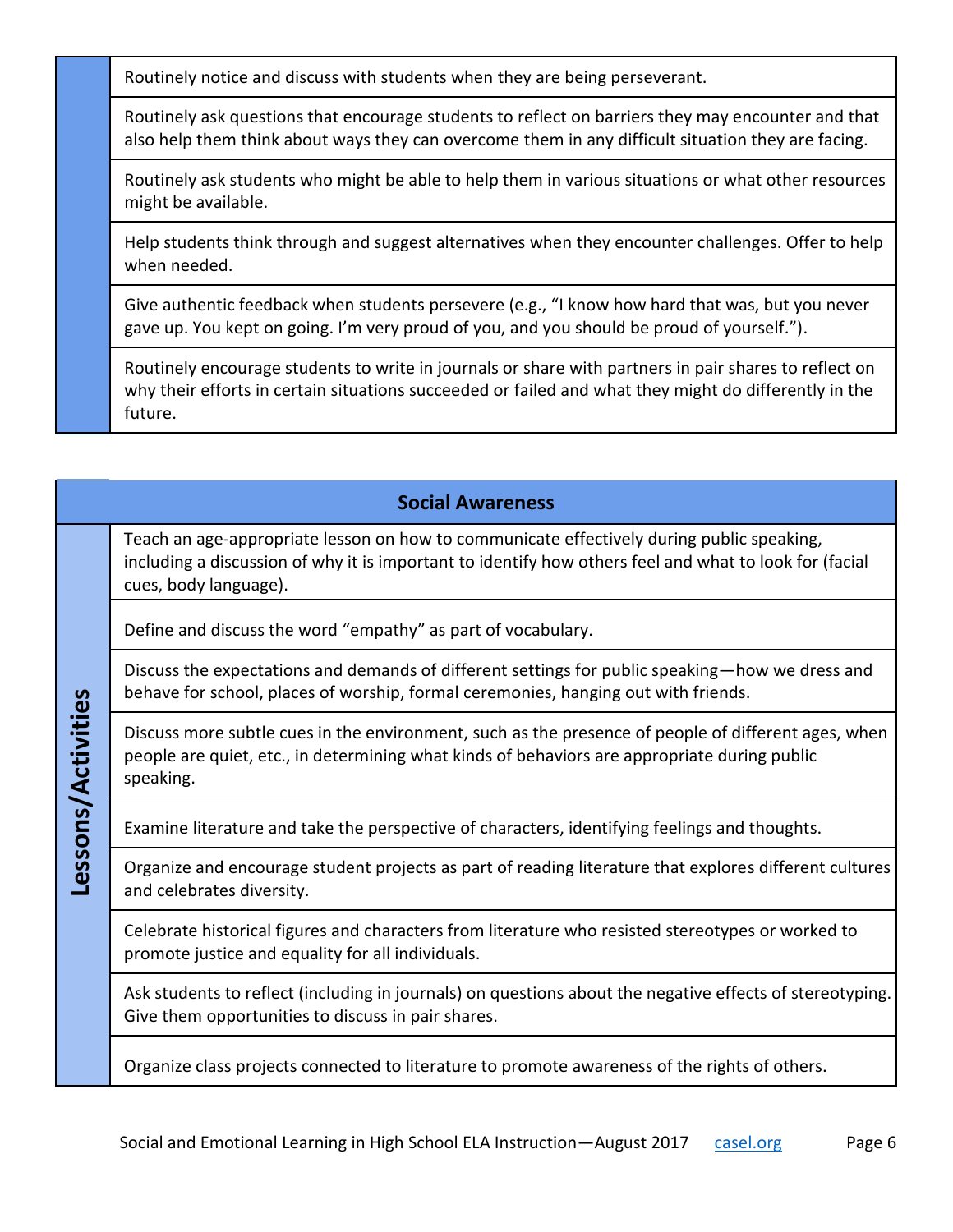| | |
|---|---|
| | Routinely notice and discuss with students when they are being perseverant. |
| | Routinely ask questions that encourage students to reflect on barriers they may encounter and that also help them think about ways they can overcome them in any difficult situation they are facing. |
| | Routinely ask students who might be able to help them in various situations or what other resources might be available. |
| | Help students think through and suggest alternatives when they encounter challenges. Offer to help when needed. |
| | Give authentic feedback when students persevere (e.g., "I know how hard that was, but you never gave up. You kept on going. I'm very proud of you, and you should be proud of yourself."). |
| | Routinely encourage students to write in journals or share with partners in pair shares to reflect on why their efforts in certain situations succeeded or failed and what they might do differently in the future. |

| **Social Awareness** | |
|---|---|
| **Lessons/Activities** | Teach an age-appropriate lesson on how to communicate effectively during public speaking, including a discussion of why it is important to identify how others feel and what to look for (facial cues, body language). |
| | Define and discuss the word "empathy" as part of vocabulary. |
| | Discuss the expectations and demands of different settings for public speaking—how we dress and behave for school, places of worship, formal ceremonies, hanging out with friends. |
| | Discuss more subtle cues in the environment, such as the presence of people of different ages, when people are quiet, etc., in determining what kinds of behaviors are appropriate during public speaking. |
| | Examine literature and take the perspective of characters, identifying feelings and thoughts. |
| | Organize and encourage student projects as part of reading literature that explores different cultures and celebrates diversity. |
| | Celebrate historical figures and characters from literature who resisted stereotypes or worked to promote justice and equality for all individuals. |
| | Ask students to reflect (including in journals) on questions about the negative effects of stereotyping. Give them opportunities to discuss in pair shares. |
| | Organize class projects connected to literature to promote awareness of the rights of others. |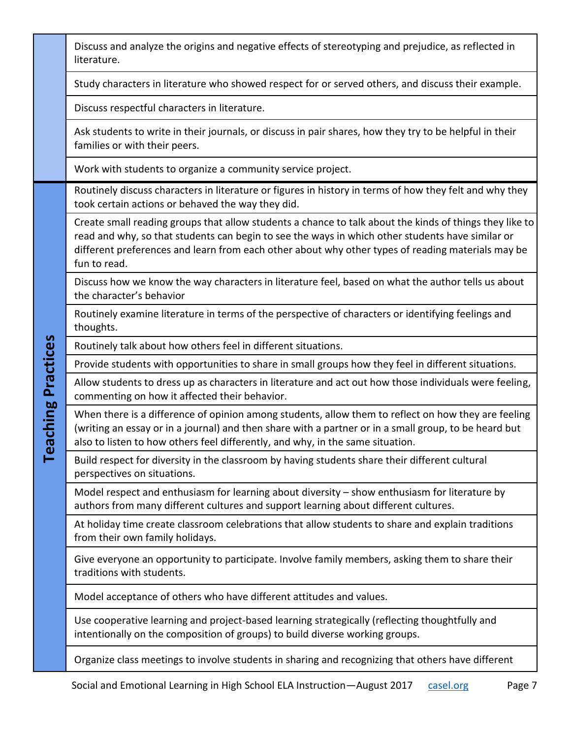| | |
|---|---|
| | Discuss and analyze the origins and negative effects of stereotyping and prejudice, as reflected in literature. |
| | Study characters in literature who showed respect for or served others, and discuss their example. |
| | Discuss respectful characters in literature. |
| | Ask students to write in their journals, or discuss in pair shares, how they try to be helpful in their families or with their peers. |
| | Work with students to organize a community service project. |
| **Teaching Practices** | Routinely discuss characters in literature or figures in history in terms of how they felt and why they took certain actions or behaved the way they did. |
| | Create small reading groups that allow students a chance to talk about the kinds of things they like to read and why, so that students can begin to see the ways in which other students have similar or different preferences and learn from each other about why other types of reading materials may be fun to read. |
| | Discuss how we know the way characters in literature feel, based on what the author tells us about the character's behavior |
| | Routinely examine literature in terms of the perspective of characters or identifying feelings and thoughts. |
| | Routinely talk about how others feel in different situations. |
| | Provide students with opportunities to share in small groups how they feel in different situations. |
| | Allow students to dress up as characters in literature and act out how those individuals were feeling, commenting on how it affected their behavior. |
| | When there is a difference of opinion among students, allow them to reflect on how they are feeling (writing an essay or in a journal) and then share with a partner or in a small group, to be heard but also to listen to how others feel differently, and why, in the same situation. |
| | Build respect for diversity in the classroom by having students share their different cultural perspectives on situations. |
| | Model respect and enthusiasm for learning about diversity – show enthusiasm for literature by authors from many different cultures and support learning about different cultures. |
| | At holiday time create classroom celebrations that allow students to share and explain traditions from their own family holidays. |
| | Give everyone an opportunity to participate. Involve family members, asking them to share their traditions with students. |
| | Model acceptance of others who have different attitudes and values. |
| | Use cooperative learning and project-based learning strategically (reflecting thoughtfully and intentionally on the composition of groups) to build diverse working groups. |
| | Organize class meetings to involve students in sharing and recognizing that others have different |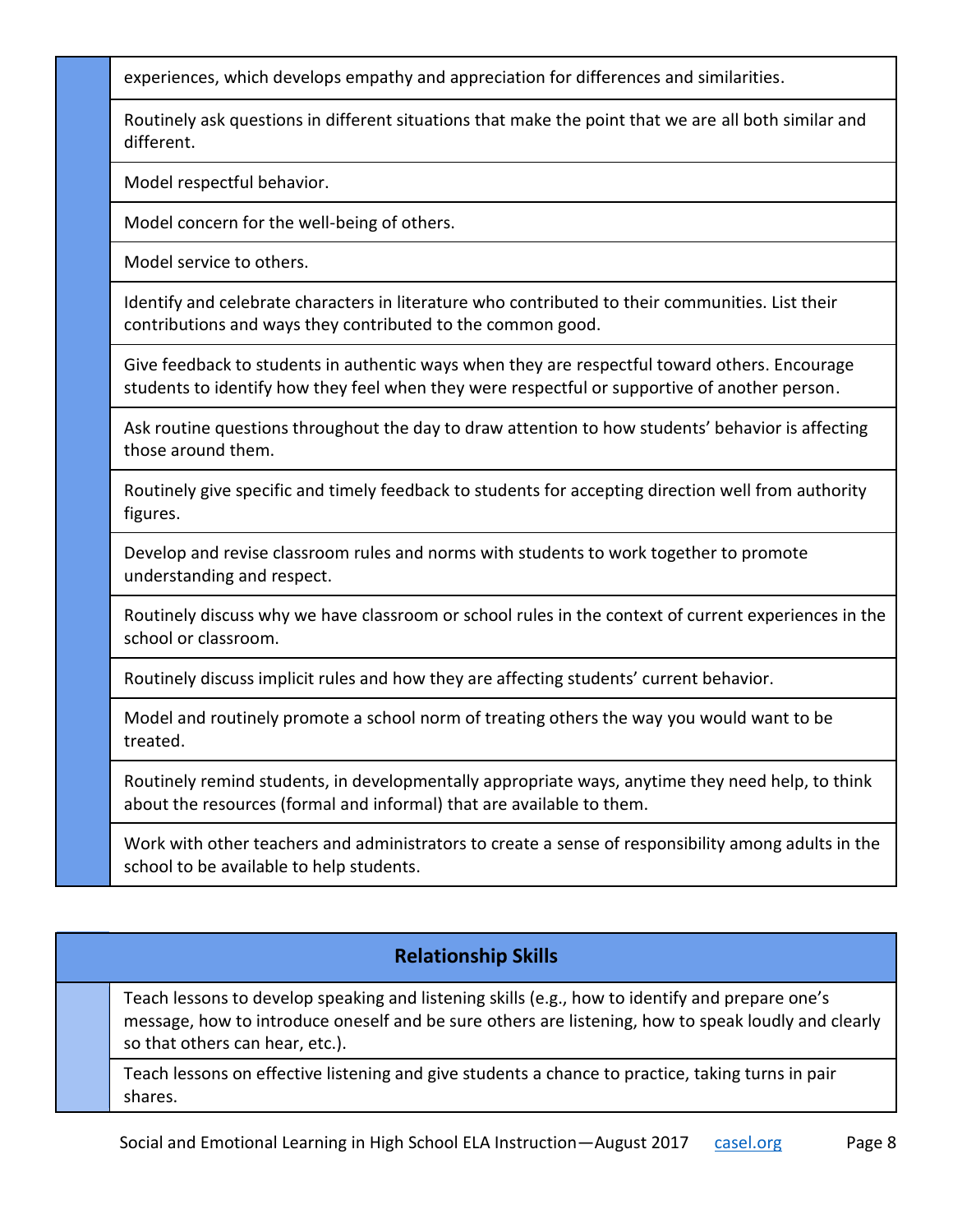| | |
|---|---|
| | experiences, which develops empathy and appreciation for differences and similarities. |
| | Routinely ask questions in different situations that make the point that we are all both similar and different. |
| | Model respectful behavior. |
| | Model concern for the well-being of others. |
| | Model service to others. |
| | Identify and celebrate characters in literature who contributed to their communities. List their contributions and ways they contributed to the common good. |
| | Give feedback to students in authentic ways when they are respectful toward others. Encourage students to identify how they feel when they were respectful or supportive of another person. |
| | Ask routine questions throughout the day to draw attention to how students' behavior is affecting those around them. |
| | Routinely give specific and timely feedback to students for accepting direction well from authority figures. |
| | Develop and revise classroom rules and norms with students to work together to promote understanding and respect. |
| | Routinely discuss why we have classroom or school rules in the context of current experiences in the school or classroom. |
| | Routinely discuss implicit rules and how they are affecting students' current behavior. |
| | Model and routinely promote a school norm of treating others the way you would want to be treated. |
| | Routinely remind students, in developmentally appropriate ways, anytime they need help, to think about the resources (formal and informal) that are available to them. |
| | Work with other teachers and administrators to create a sense of responsibility among adults in the school to be available to help students. |

| **Relationship Skills** | |
|---|---|
| | Teach lessons to develop speaking and listening skills (e.g., how to identify and prepare one's message, how to introduce oneself and be sure others are listening, how to speak loudly and clearly so that others can hear, etc.). |
| | Teach lessons on effective listening and give students a chance to practice, taking turns in pair shares. |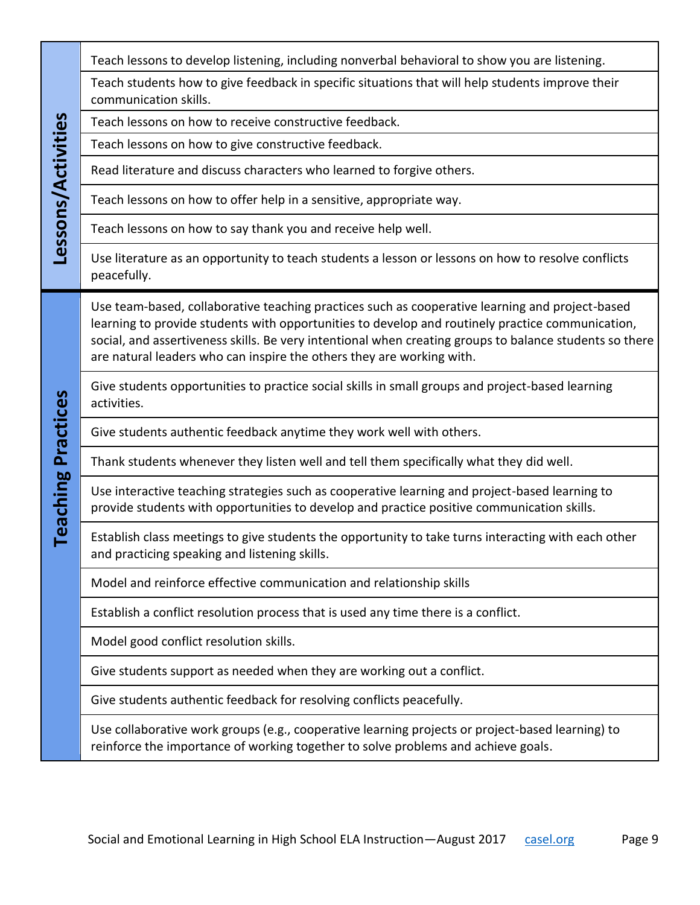| | |
|---|---|
| **Lessons/Activities** | Teach lessons to develop listening, including nonverbal behavioral to show you are listening. |
| | Teach students how to give feedback in specific situations that will help students improve their communication skills. |
| | Teach lessons on how to receive constructive feedback. |
| | Teach lessons on how to give constructive feedback. |
| | Read literature and discuss characters who learned to forgive others. |
| | Teach lessons on how to offer help in a sensitive, appropriate way. |
| | Teach lessons on how to say thank you and receive help well. |
| | Use literature as an opportunity to teach students a lesson or lessons on how to resolve conflicts peacefully. |
| **Teaching Practices** | Use team-based, collaborative teaching practices such as cooperative learning and project-based learning to provide students with opportunities to develop and routinely practice communication, social, and assertiveness skills. Be very intentional when creating groups to balance students so there are natural leaders who can inspire the others they are working with. |
| | Give students opportunities to practice social skills in small groups and project-based learning activities. |
| | Give students authentic feedback anytime they work well with others. |
| | Thank students whenever they listen well and tell them specifically what they did well. |
| | Use interactive teaching strategies such as cooperative learning and project-based learning to provide students with opportunities to develop and practice positive communication skills. |
| | Establish class meetings to give students the opportunity to take turns interacting with each other and practicing speaking and listening skills. |
| | Model and reinforce effective communication and relationship skills |
| | Establish a conflict resolution process that is used any time there is a conflict. |
| | Model good conflict resolution skills. |
| | Give students support as needed when they are working out a conflict. |
| | Give students authentic feedback for resolving conflicts peacefully. |
| | Use collaborative work groups (e.g., cooperative learning projects or project-based learning) to reinforce the importance of working together to solve problems and achieve goals. |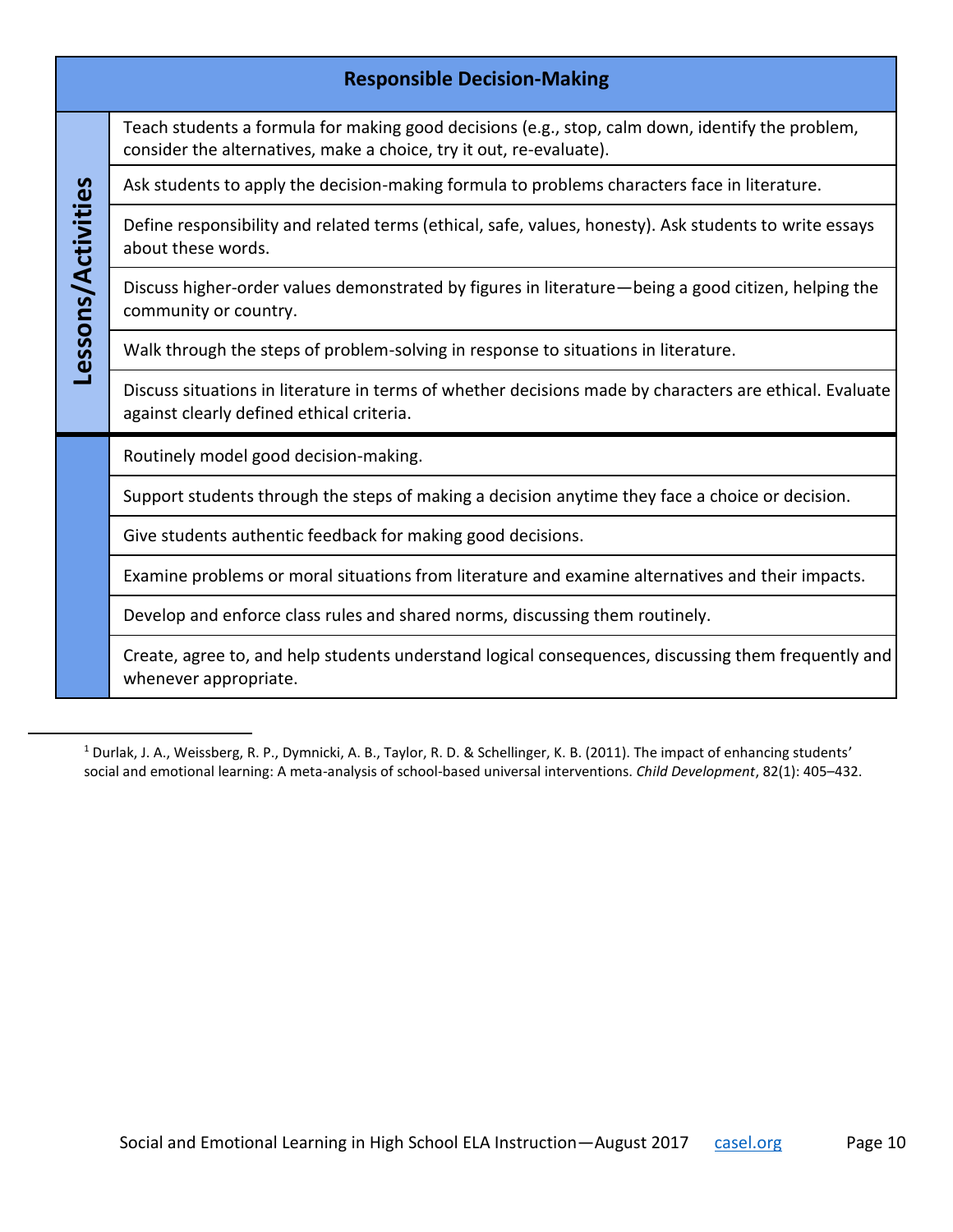| Responsible Decision-Making | |
|---|---|
| **Lessons/Activities** | Teach students a formula for making good decisions (e.g., stop, calm down, identify the problem, consider the alternatives, make a choice, try it out, re-evaluate). |
| | Ask students to apply the decision-making formula to problems characters face in literature. |
| | Define responsibility and related terms (ethical, safe, values, honesty). Ask students to write essays about these words. |
| | Discuss higher-order values demonstrated by figures in literature—being a good citizen, helping the community or country. |
| | Walk through the steps of problem-solving in response to situations in literature. |
| | Discuss situations in literature in terms of whether decisions made by characters are ethical. Evaluate against clearly defined ethical criteria. |
| | Routinely model good decision-making. |
| | Support students through the steps of making a decision anytime they face a choice or decision. |
| | Give students authentic feedback for making good decisions. |
| | Examine problems or moral situations from literature and examine alternatives and their impacts. |
| | Develop and enforce class rules and shared norms, discussing them routinely. |
| | Create, agree to, and help students understand logical consequences, discussing them frequently and whenever appropriate. |

[1] Durlak, J. A., Weissberg, R. P., Dymnicki, A. B., Taylor, R. D. & Schellinger, K. B. (2011). The impact of enhancing students' social and emotional learning: A meta-analysis of school-based universal interventions. *Child Development*, 82(1): 405–432.